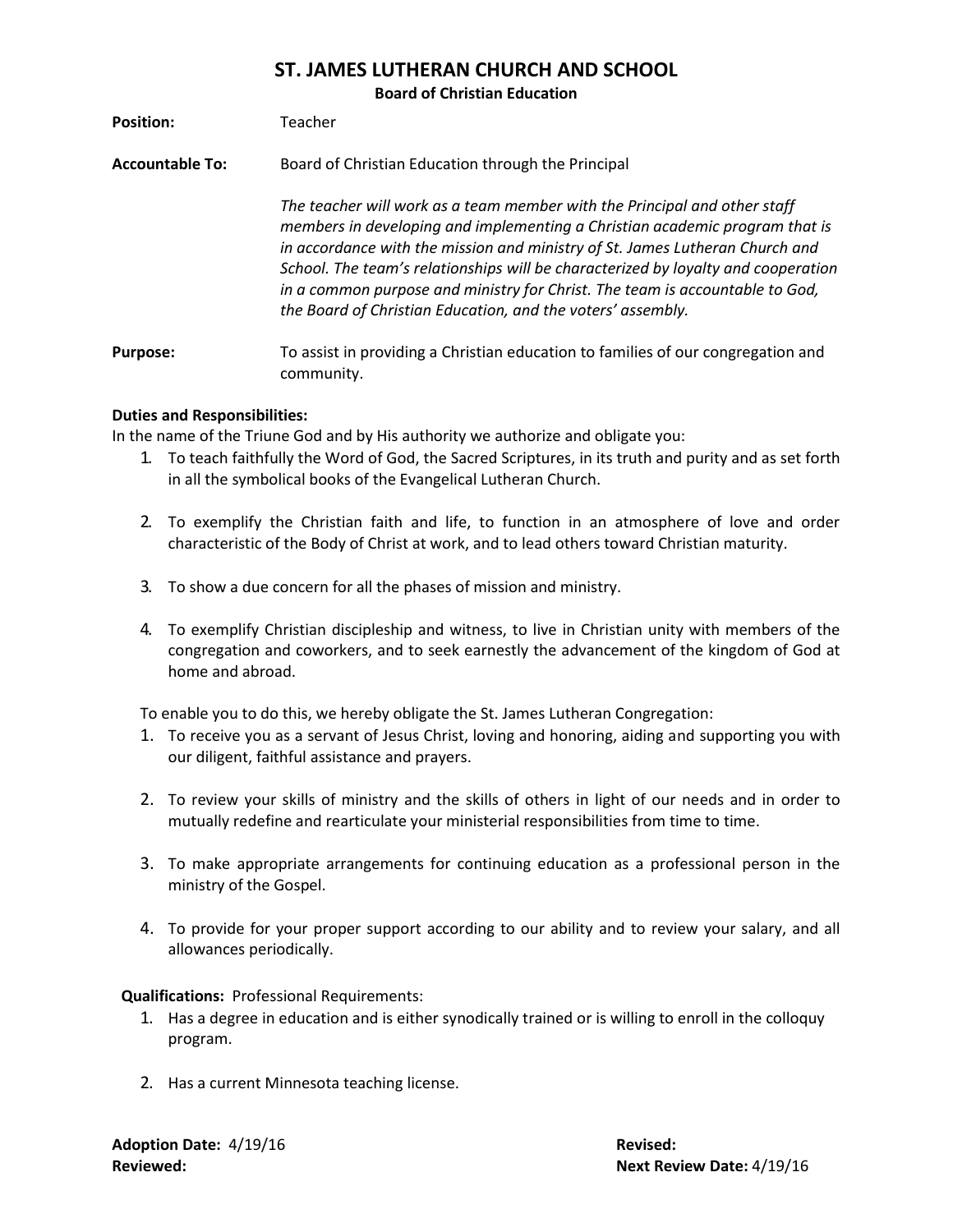# ST. JAMES LUTHERAN CHURCH AND SCHOOL

**Board of Christian Education**

**Position:** Teacher

**Accountable To:** Board of Christian Education through the Principal

*The teacher will work as a team member with the Principal and other staff members in developing and implementing a Christian academic program that is in accordance with the mission and ministry of St. James Lutheran Church and School. The team's relationships will be characterized by loyalty and cooperation in a common purpose and ministry for Christ. The team is accountable to God, the Board of Christian Education, and the voters' assembly.*

**Purpose:** To assist in providing a Christian education to families of our congregation and community.

**Duties and Responsibilities:**

In the name of the Triune God and by His authority we authorize and obligate you:

1. To teach faithfully the Word of God, the Sacred Scriptures, in its truth and purity and as set forth in all the symbolical books of the Evangelical Lutheran Church.
2. To exemplify the Christian faith and life, to function in an atmosphere of love and order characteristic of the Body of Christ at work, and to lead others toward Christian maturity.
3. To show a due concern for all the phases of mission and ministry.
4. To exemplify Christian discipleship and witness, to live in Christian unity with members of the congregation and coworkers, and to seek earnestly the advancement of the kingdom of God at home and abroad.

To enable you to do this, we hereby obligate the St. James Lutheran Congregation:

1. To receive you as a servant of Jesus Christ, loving and honoring, aiding and supporting you with our diligent, faithful assistance and prayers.
2. To review your skills of ministry and the skills of others in light of our needs and in order to mutually redefine and rearticulate your ministerial responsibilities from time to time.
3. To make appropriate arrangements for continuing education as a professional person in the ministry of the Gospel.
4. To provide for your proper support according to our ability and to review your salary, and all allowances periodically.

**Qualifications:** Professional Requirements:

1. Has a degree in education and is either synodically trained or is willing to enroll in the colloquy program.
2. Has a current Minnesota teaching license.

**Adoption Date:** 4/19/16

**Revised:**

**Reviewed:**

**Next Review Date:** 4/19/16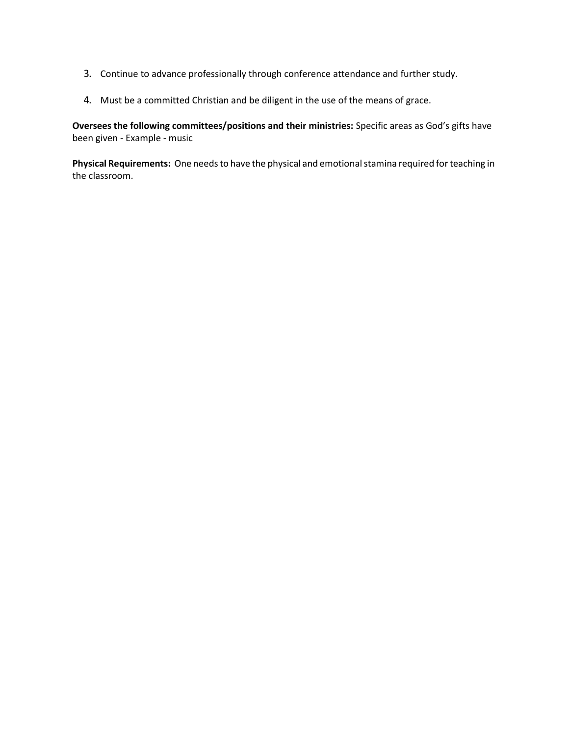3. Continue to advance professionally through conference attendance and further study.

4. Must be a committed Christian and be diligent in the use of the means of grace.

**Oversees the following committees/positions and their ministries:** Specific areas as God's gifts have been given - Example - music

**Physical Requirements:** One needs to have the physical and emotional stamina required for teaching in the classroom.